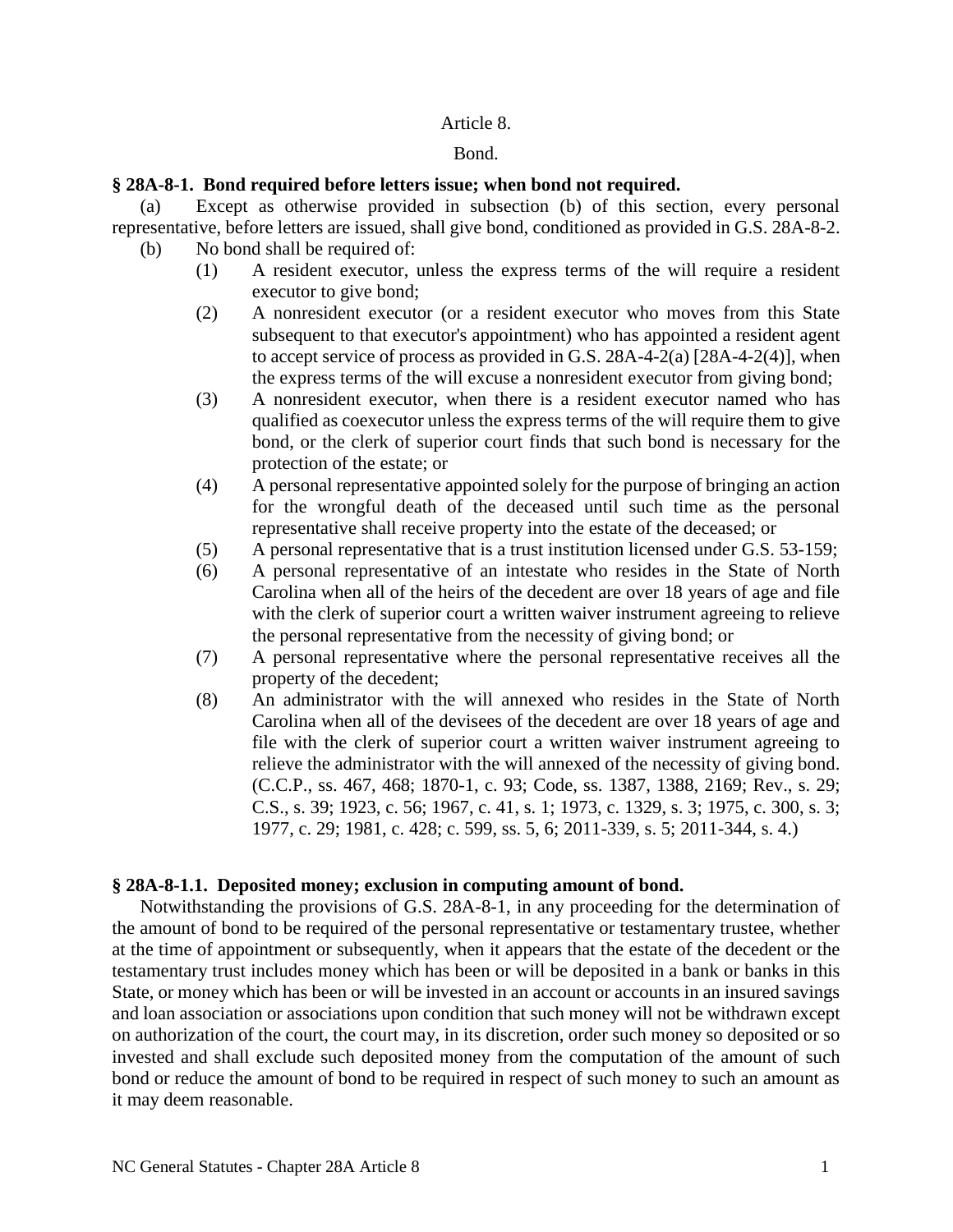Article 8.

Bond.

**§ 28A-8-1. Bond required before letters issue; when bond not required.**

(a) Except as otherwise provided in subsection (b) of this section, every personal representative, before letters are issued, shall give bond, conditioned as provided in G.S. 28A-8-2.

(b) No bond shall be required of:

(1) A resident executor, unless the express terms of the will require a resident executor to give bond;

(2) A nonresident executor (or a resident executor who moves from this State subsequent to that executor's appointment) who has appointed a resident agent to accept service of process as provided in G.S. 28A-4-2(a) [28A-4-2(4)], when the express terms of the will excuse a nonresident executor from giving bond;

(3) A nonresident executor, when there is a resident executor named who has qualified as coexecutor unless the express terms of the will require them to give bond, or the clerk of superior court finds that such bond is necessary for the protection of the estate; or

(4) A personal representative appointed solely for the purpose of bringing an action for the wrongful death of the deceased until such time as the personal representative shall receive property into the estate of the deceased; or

(5) A personal representative that is a trust institution licensed under G.S. 53-159;

(6) A personal representative of an intestate who resides in the State of North Carolina when all of the heirs of the decedent are over 18 years of age and file with the clerk of superior court a written waiver instrument agreeing to relieve the personal representative from the necessity of giving bond; or

(7) A personal representative where the personal representative receives all the property of the decedent;

(8) An administrator with the will annexed who resides in the State of North Carolina when all of the devisees of the decedent are over 18 years of age and file with the clerk of superior court a written waiver instrument agreeing to relieve the administrator with the will annexed of the necessity of giving bond. (C.C.P., ss. 467, 468; 1870-1, c. 93; Code, ss. 1387, 1388, 2169; Rev., s. 29; C.S., s. 39; 1923, c. 56; 1967, c. 41, s. 1; 1973, c. 1329, s. 3; 1975, c. 300, s. 3; 1977, c. 29; 1981, c. 428; c. 599, ss. 5, 6; 2011-339, s. 5; 2011-344, s. 4.)

**§ 28A-8-1.1. Deposited money; exclusion in computing amount of bond.**

Notwithstanding the provisions of G.S. 28A-8-1, in any proceeding for the determination of the amount of bond to be required of the personal representative or testamentary trustee, whether at the time of appointment or subsequently, when it appears that the estate of the decedent or the testamentary trust includes money which has been or will be deposited in a bank or banks in this State, or money which has been or will be invested in an account or accounts in an insured savings and loan association or associations upon condition that such money will not be withdrawn except on authorization of the court, the court may, in its discretion, order such money so deposited or so invested and shall exclude such deposited money from the computation of the amount of such bond or reduce the amount of bond to be required in respect of such money to such an amount as it may deem reasonable.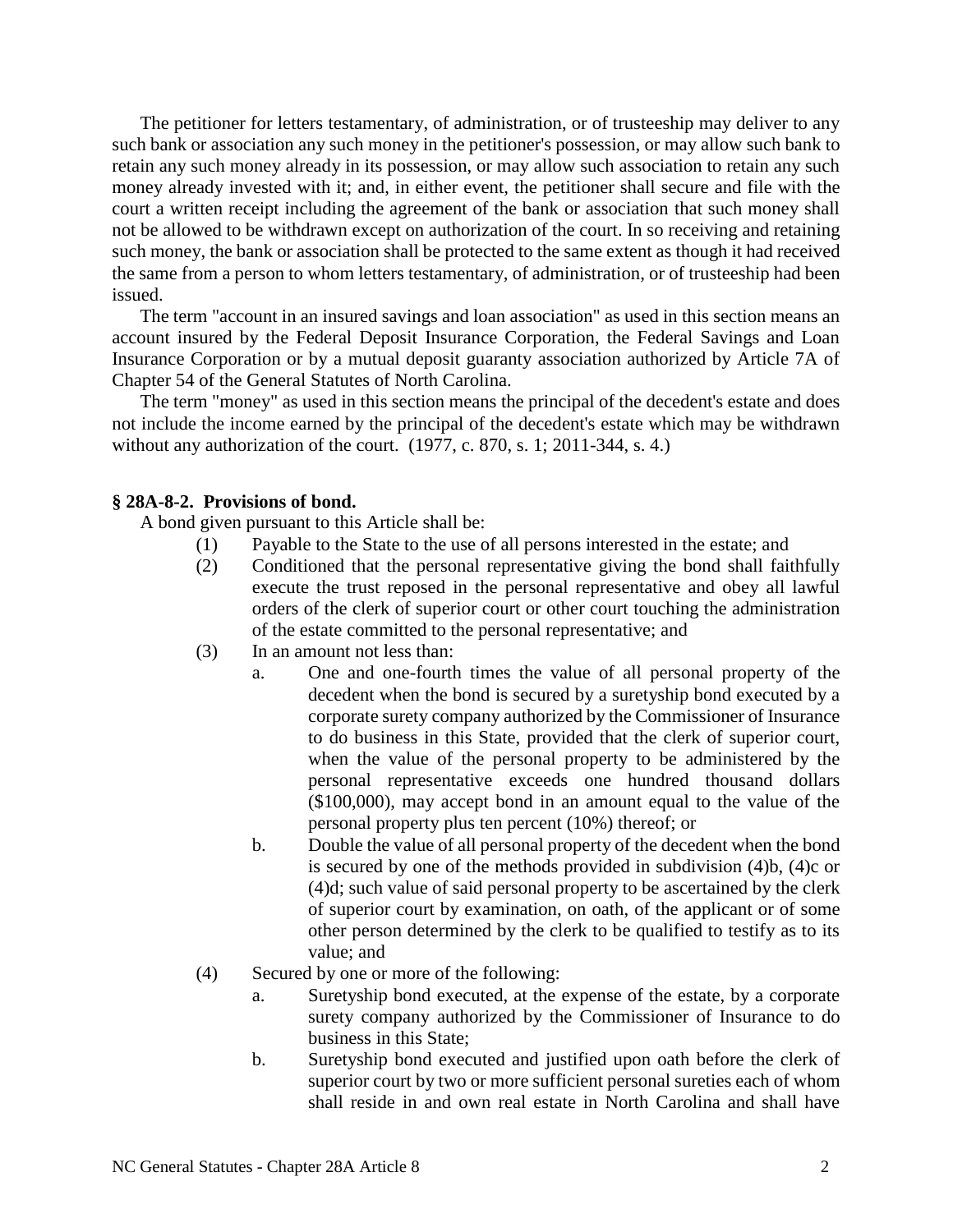The petitioner for letters testamentary, of administration, or of trusteeship may deliver to any such bank or association any such money in the petitioner's possession, or may allow such bank to retain any such money already in its possession, or may allow such association to retain any such money already invested with it; and, in either event, the petitioner shall secure and file with the court a written receipt including the agreement of the bank or association that such money shall not be allowed to be withdrawn except on authorization of the court. In so receiving and retaining such money, the bank or association shall be protected to the same extent as though it had received the same from a person to whom letters testamentary, of administration, or of trusteeship had been issued.

The term "account in an insured savings and loan association" as used in this section means an account insured by the Federal Deposit Insurance Corporation, the Federal Savings and Loan Insurance Corporation or by a mutual deposit guaranty association authorized by Article 7A of Chapter 54 of the General Statutes of North Carolina.

The term "money" as used in this section means the principal of the decedent's estate and does not include the income earned by the principal of the decedent's estate which may be withdrawn without any authorization of the court. (1977, c. 870, s. 1; 2011-344, s. 4.)

**§ 28A-8-2. Provisions of bond.**

A bond given pursuant to this Article shall be:

(1) Payable to the State to the use of all persons interested in the estate; and

(2) Conditioned that the personal representative giving the bond shall faithfully execute the trust reposed in the personal representative and obey all lawful orders of the clerk of superior court or other court touching the administration of the estate committed to the personal representative; and

(3) In an amount not less than:

  a. One and one-fourth times the value of all personal property of the decedent when the bond is secured by a suretyship bond executed by a corporate surety company authorized by the Commissioner of Insurance to do business in this State, provided that the clerk of superior court, when the value of the personal property to be administered by the personal representative exceeds one hundred thousand dollars ($100,000), may accept bond in an amount equal to the value of the personal property plus ten percent (10%) thereof; or

  b. Double the value of all personal property of the decedent when the bond is secured by one of the methods provided in subdivision (4)b, (4)c or (4)d; such value of said personal property to be ascertained by the clerk of superior court by examination, on oath, of the applicant or of some other person determined by the clerk to be qualified to testify as to its value; and

(4) Secured by one or more of the following:

  a. Suretyship bond executed, at the expense of the estate, by a corporate surety company authorized by the Commissioner of Insurance to do business in this State;

  b. Suretyship bond executed and justified upon oath before the clerk of superior court by two or more sufficient personal sureties each of whom shall reside in and own real estate in North Carolina and shall have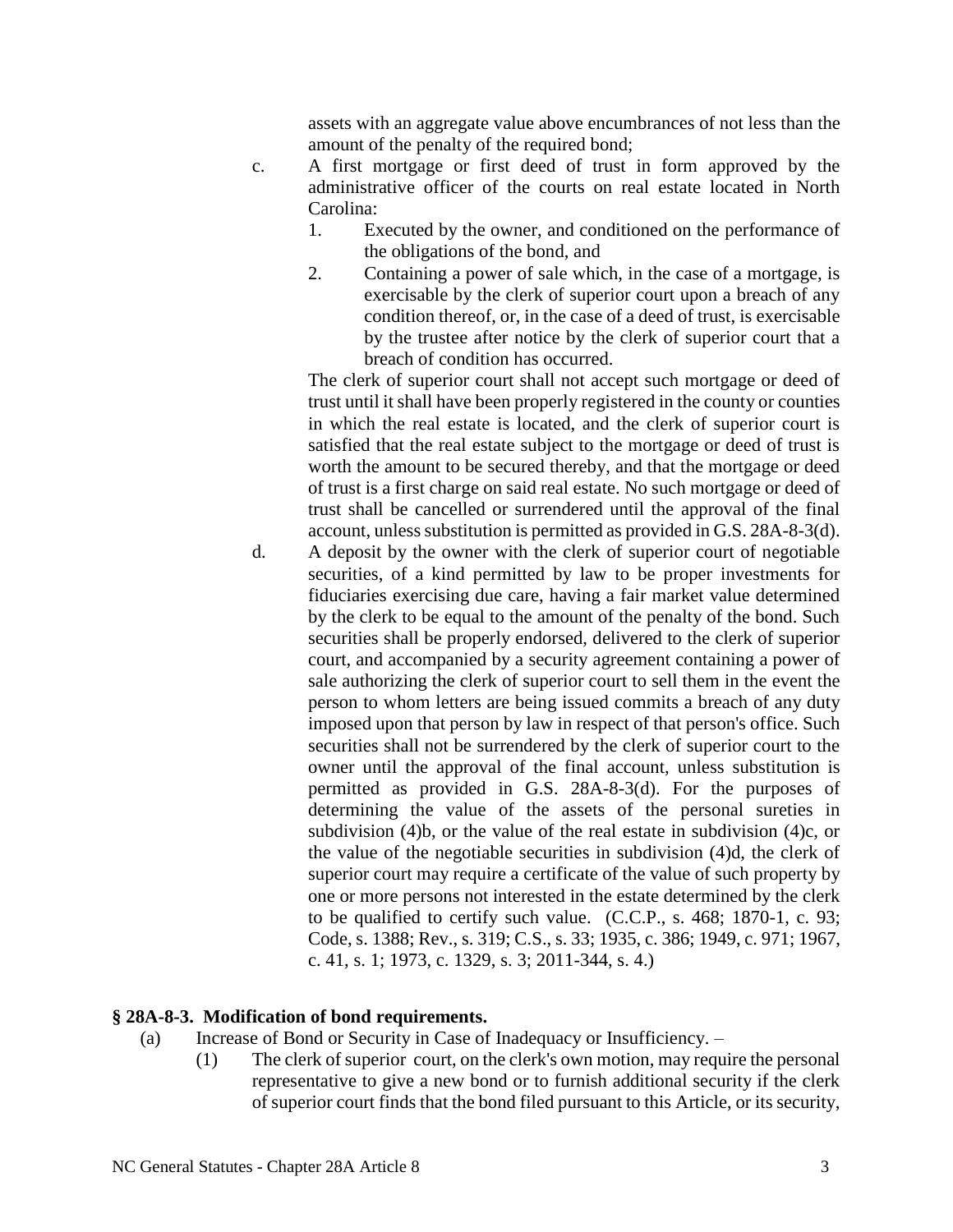assets with an aggregate value above encumbrances of not less than the amount of the penalty of the required bond;

c. A first mortgage or first deed of trust in form approved by the administrative officer of the courts on real estate located in North Carolina:

   1. Executed by the owner, and conditioned on the performance of the obligations of the bond, and
   2. Containing a power of sale which, in the case of a mortgage, is exercisable by the clerk of superior court upon a breach of any condition thereof, or, in the case of a deed of trust, is exercisable by the trustee after notice by the clerk of superior court that a breach of condition has occurred.

   The clerk of superior court shall not accept such mortgage or deed of trust until it shall have been properly registered in the county or counties in which the real estate is located, and the clerk of superior court is satisfied that the real estate subject to the mortgage or deed of trust is worth the amount to be secured thereby, and that the mortgage or deed of trust is a first charge on said real estate. No such mortgage or deed of trust shall be cancelled or surrendered until the approval of the final account, unless substitution is permitted as provided in G.S. 28A-8-3(d).

d. A deposit by the owner with the clerk of superior court of negotiable securities, of a kind permitted by law to be proper investments for fiduciaries exercising due care, having a fair market value determined by the clerk to be equal to the amount of the penalty of the bond. Such securities shall be properly endorsed, delivered to the clerk of superior court, and accompanied by a security agreement containing a power of sale authorizing the clerk of superior court to sell them in the event the person to whom letters are being issued commits a breach of any duty imposed upon that person by law in respect of that person's office. Such securities shall not be surrendered by the clerk of superior court to the owner until the approval of the final account, unless substitution is permitted as provided in G.S. 28A-8-3(d). For the purposes of determining the value of the assets of the personal sureties in subdivision (4)b, or the value of the real estate in subdivision (4)c, or the value of the negotiable securities in subdivision (4)d, the clerk of superior court may require a certificate of the value of such property by one or more persons not interested in the estate determined by the clerk to be qualified to certify such value. (C.C.P., s. 468; 1870-1, c. 93; Code, s. 1388; Rev., s. 319; C.S., s. 33; 1935, c. 386; 1949, c. 971; 1967, c. 41, s. 1; 1973, c. 1329, s. 3; 2011-344, s. 4.)

**§ 28A-8-3. Modification of bond requirements.**

(a) Increase of Bond or Security in Case of Inadequacy or Insufficiency. –

(1) The clerk of superior court, on the clerk's own motion, may require the personal representative to give a new bond or to furnish additional security if the clerk of superior court finds that the bond filed pursuant to this Article, or its security,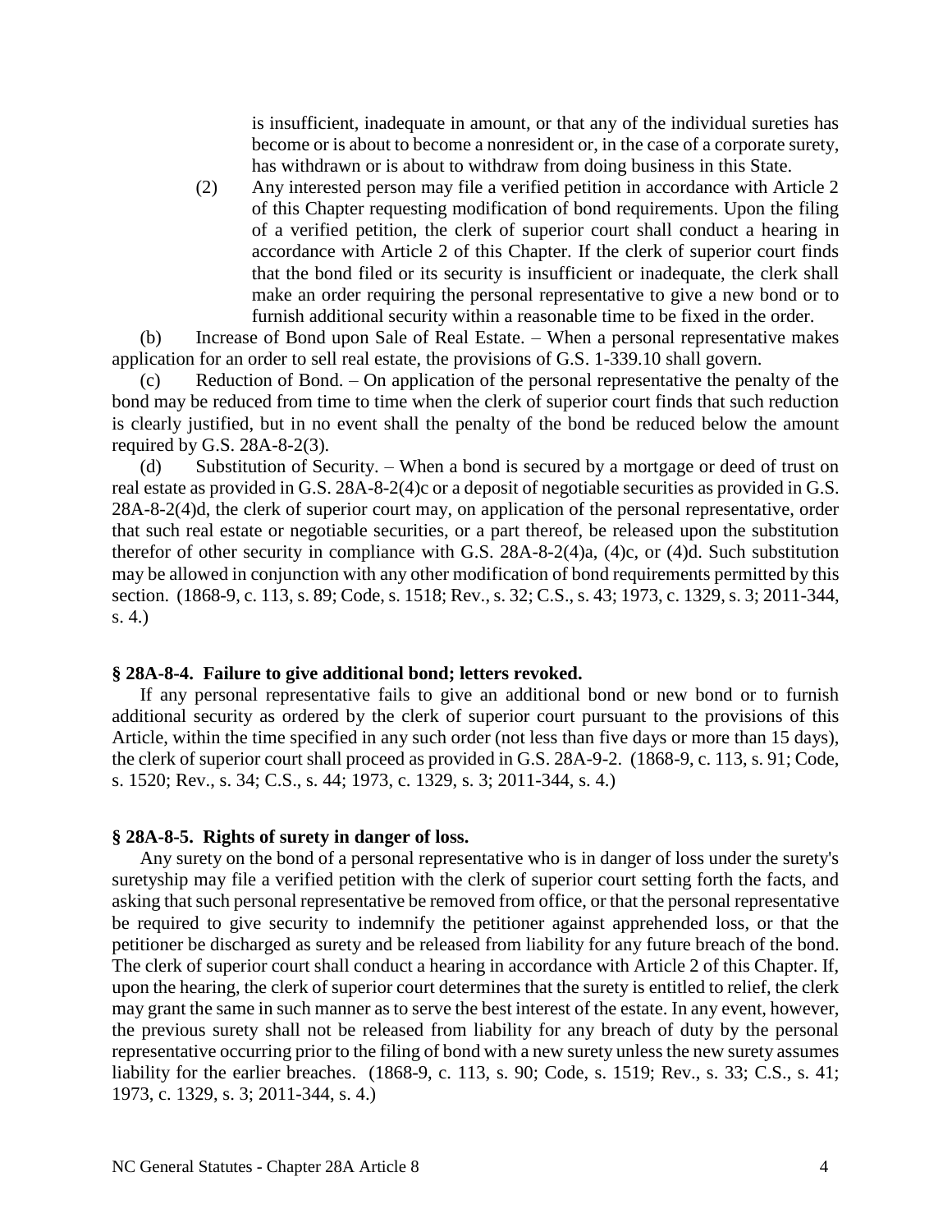is insufficient, inadequate in amount, or that any of the individual sureties has become or is about to become a nonresident or, in the case of a corporate surety, has withdrawn or is about to withdraw from doing business in this State.

(2) Any interested person may file a verified petition in accordance with Article 2 of this Chapter requesting modification of bond requirements. Upon the filing of a verified petition, the clerk of superior court shall conduct a hearing in accordance with Article 2 of this Chapter. If the clerk of superior court finds that the bond filed or its security is insufficient or inadequate, the clerk shall make an order requiring the personal representative to give a new bond or to furnish additional security within a reasonable time to be fixed in the order.

(b) Increase of Bond upon Sale of Real Estate. – When a personal representative makes application for an order to sell real estate, the provisions of G.S. 1-339.10 shall govern.

(c) Reduction of Bond. – On application of the personal representative the penalty of the bond may be reduced from time to time when the clerk of superior court finds that such reduction is clearly justified, but in no event shall the penalty of the bond be reduced below the amount required by G.S. 28A-8-2(3).

(d) Substitution of Security. – When a bond is secured by a mortgage or deed of trust on real estate as provided in G.S. 28A-8-2(4)c or a deposit of negotiable securities as provided in G.S. 28A-8-2(4)d, the clerk of superior court may, on application of the personal representative, order that such real estate or negotiable securities, or a part thereof, be released upon the substitution therefor of other security in compliance with G.S. 28A-8-2(4)a, (4)c, or (4)d. Such substitution may be allowed in conjunction with any other modification of bond requirements permitted by this section. (1868-9, c. 113, s. 89; Code, s. 1518; Rev., s. 32; C.S., s. 43; 1973, c. 1329, s. 3; 2011-344, s. 4.)

### § 28A-8-4. Failure to give additional bond; letters revoked.

If any personal representative fails to give an additional bond or new bond or to furnish additional security as ordered by the clerk of superior court pursuant to the provisions of this Article, within the time specified in any such order (not less than five days or more than 15 days), the clerk of superior court shall proceed as provided in G.S. 28A-9-2. (1868-9, c. 113, s. 91; Code, s. 1520; Rev., s. 34; C.S., s. 44; 1973, c. 1329, s. 3; 2011-344, s. 4.)

### § 28A-8-5. Rights of surety in danger of loss.

Any surety on the bond of a personal representative who is in danger of loss under the surety's suretyship may file a verified petition with the clerk of superior court setting forth the facts, and asking that such personal representative be removed from office, or that the personal representative be required to give security to indemnify the petitioner against apprehended loss, or that the petitioner be discharged as surety and be released from liability for any future breach of the bond. The clerk of superior court shall conduct a hearing in accordance with Article 2 of this Chapter. If, upon the hearing, the clerk of superior court determines that the surety is entitled to relief, the clerk may grant the same in such manner as to serve the best interest of the estate. In any event, however, the previous surety shall not be released from liability for any breach of duty by the personal representative occurring prior to the filing of bond with a new surety unless the new surety assumes liability for the earlier breaches. (1868-9, c. 113, s. 90; Code, s. 1519; Rev., s. 33; C.S., s. 41; 1973, c. 1329, s. 3; 2011-344, s. 4.)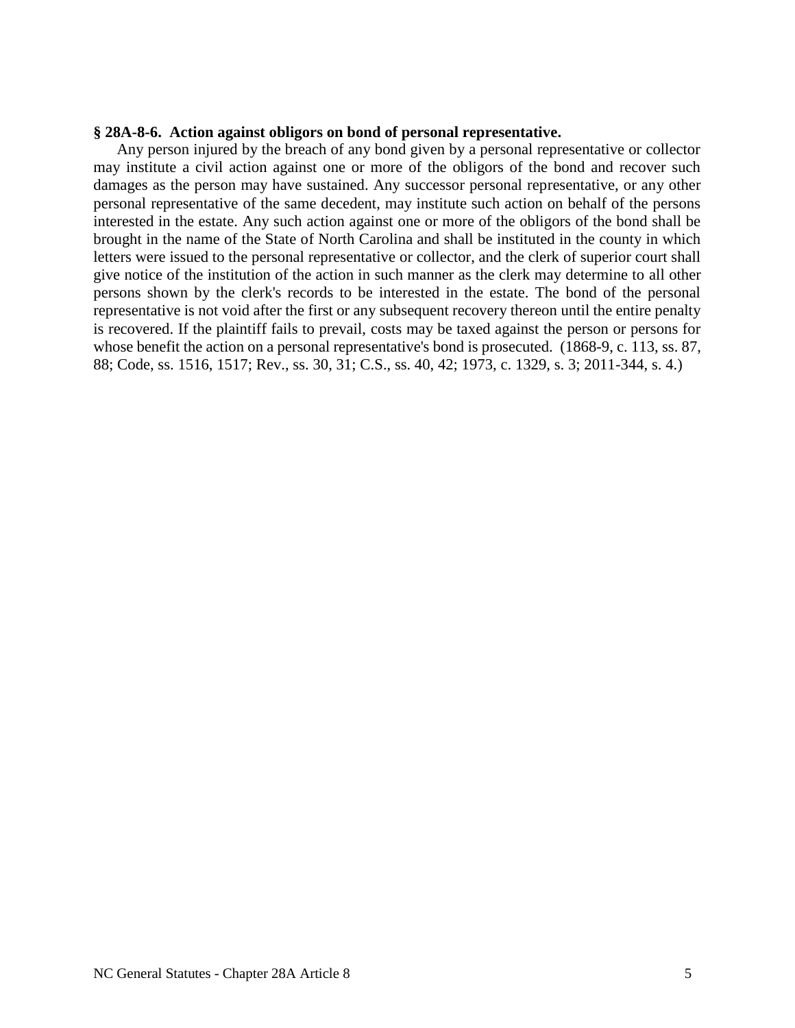**§ 28A-8-6. Action against obligors on bond of personal representative.**

Any person injured by the breach of any bond given by a personal representative or collector may institute a civil action against one or more of the obligors of the bond and recover such damages as the person may have sustained. Any successor personal representative, or any other personal representative of the same decedent, may institute such action on behalf of the persons interested in the estate. Any such action against one or more of the obligors of the bond shall be brought in the name of the State of North Carolina and shall be instituted in the county in which letters were issued to the personal representative or collector, and the clerk of superior court shall give notice of the institution of the action in such manner as the clerk may determine to all other persons shown by the clerk's records to be interested in the estate. The bond of the personal representative is not void after the first or any subsequent recovery thereon until the entire penalty is recovered. If the plaintiff fails to prevail, costs may be taxed against the person or persons for whose benefit the action on a personal representative's bond is prosecuted. (1868-9, c. 113, ss. 87, 88; Code, ss. 1516, 1517; Rev., ss. 30, 31; C.S., ss. 40, 42; 1973, c. 1329, s. 3; 2011-344, s. 4.)